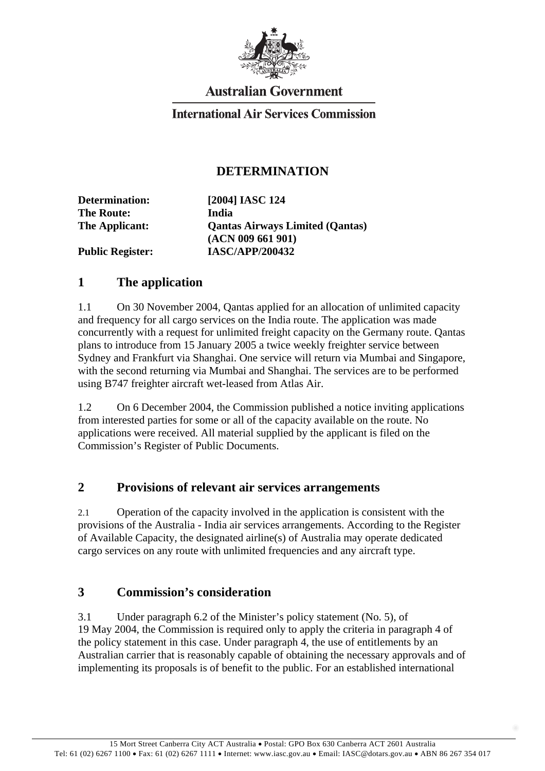**Australian Government**

**International Air Services Commission**

# DETERMINATION

| | |
|---|---|
| **Determination:** | **[2004] IASC 124** |
| **The Route:** | **India** |
| **The Applicant:** | **Qantas Airways Limited (Qantas) (ACN 009 661 901)** |
| **Public Register:** | **IASC/APP/200432** |

## 1 The application

1.1 On 30 November 2004, Qantas applied for an allocation of unlimited capacity and frequency for all cargo services on the India route. The application was made concurrently with a request for unlimited freight capacity on the Germany route. Qantas plans to introduce from 15 January 2005 a twice weekly freighter service between Sydney and Frankfurt via Shanghai. One service will return via Mumbai and Singapore, with the second returning via Mumbai and Shanghai. The services are to be performed using B747 freighter aircraft wet-leased from Atlas Air.

1.2 On 6 December 2004, the Commission published a notice inviting applications from interested parties for some or all of the capacity available on the route. No applications were received. All material supplied by the applicant is filed on the Commission's Register of Public Documents.

## 2 Provisions of relevant air services arrangements

2.1 Operation of the capacity involved in the application is consistent with the provisions of the Australia - India air services arrangements. According to the Register of Available Capacity, the designated airline(s) of Australia may operate dedicated cargo services on any route with unlimited frequencies and any aircraft type.

## 3 Commission's consideration

3.1 Under paragraph 6.2 of the Minister's policy statement (No. 5), of 19 May 2004, the Commission is required only to apply the criteria in paragraph 4 of the policy statement in this case. Under paragraph 4, the use of entitlements by an Australian carrier that is reasonably capable of obtaining the necessary approvals and of implementing its proposals is of benefit to the public. For an established international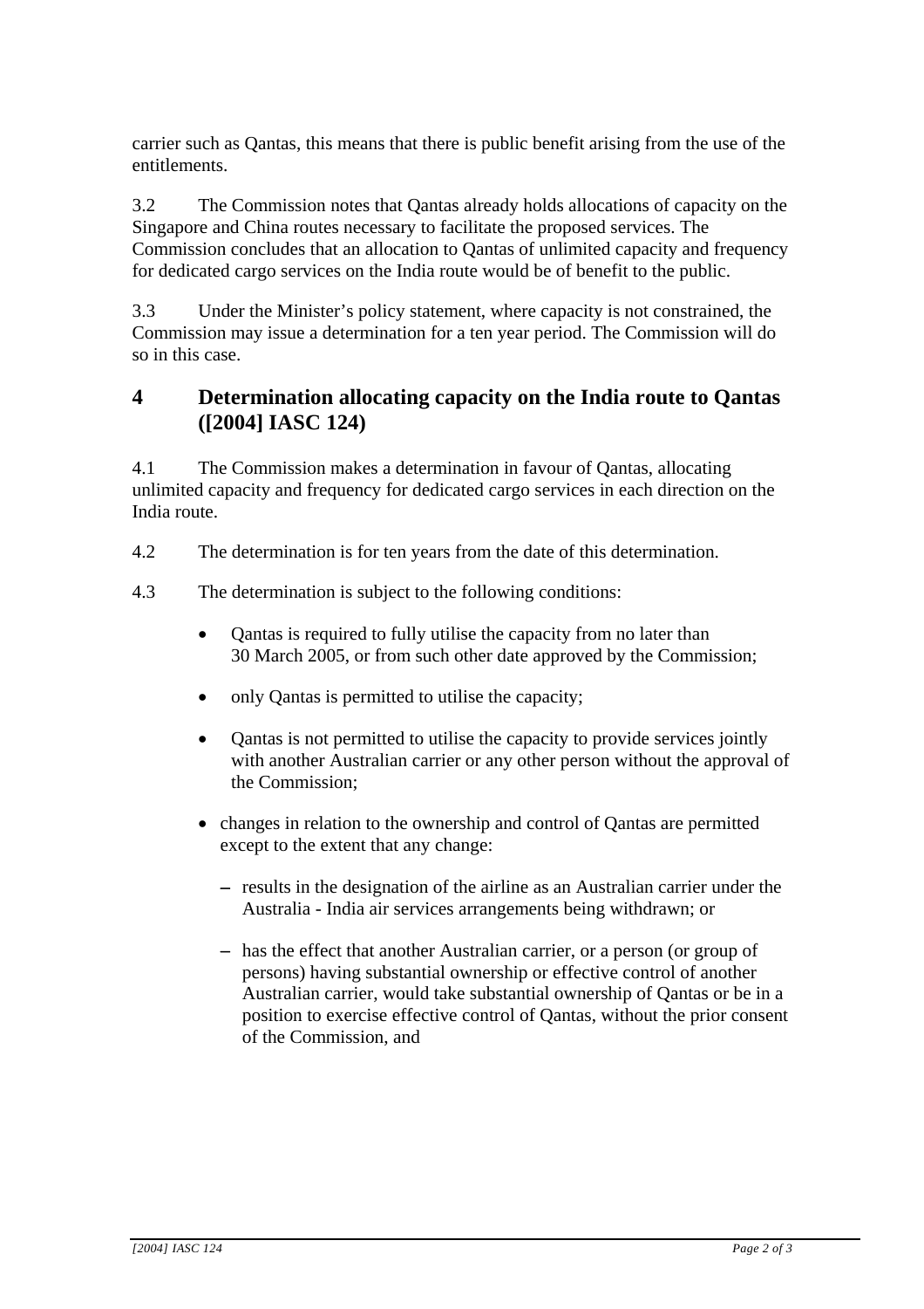carrier such as Qantas, this means that there is public benefit arising from the use of the entitlements.

3.2 The Commission notes that Qantas already holds allocations of capacity on the Singapore and China routes necessary to facilitate the proposed services. The Commission concludes that an allocation to Qantas of unlimited capacity and frequency for dedicated cargo services on the India route would be of benefit to the public.

3.3 Under the Minister's policy statement, where capacity is not constrained, the Commission may issue a determination for a ten year period. The Commission will do so in this case.

## 4 Determination allocating capacity on the India route to Qantas ([2004] IASC 124)

4.1 The Commission makes a determination in favour of Qantas, allocating unlimited capacity and frequency for dedicated cargo services in each direction on the India route.

4.2 The determination is for ten years from the date of this determination.

4.3 The determination is subject to the following conditions:

- Qantas is required to fully utilise the capacity from no later than 30 March 2005, or from such other date approved by the Commission;
- only Qantas is permitted to utilise the capacity;
- Qantas is not permitted to utilise the capacity to provide services jointly with another Australian carrier or any other person without the approval of the Commission;
- changes in relation to the ownership and control of Qantas are permitted except to the extent that any change:
  - results in the designation of the airline as an Australian carrier under the Australia - India air services arrangements being withdrawn; or
  - has the effect that another Australian carrier, or a person (or group of persons) having substantial ownership or effective control of another Australian carrier, would take substantial ownership of Qantas or be in a position to exercise effective control of Qantas, without the prior consent of the Commission, and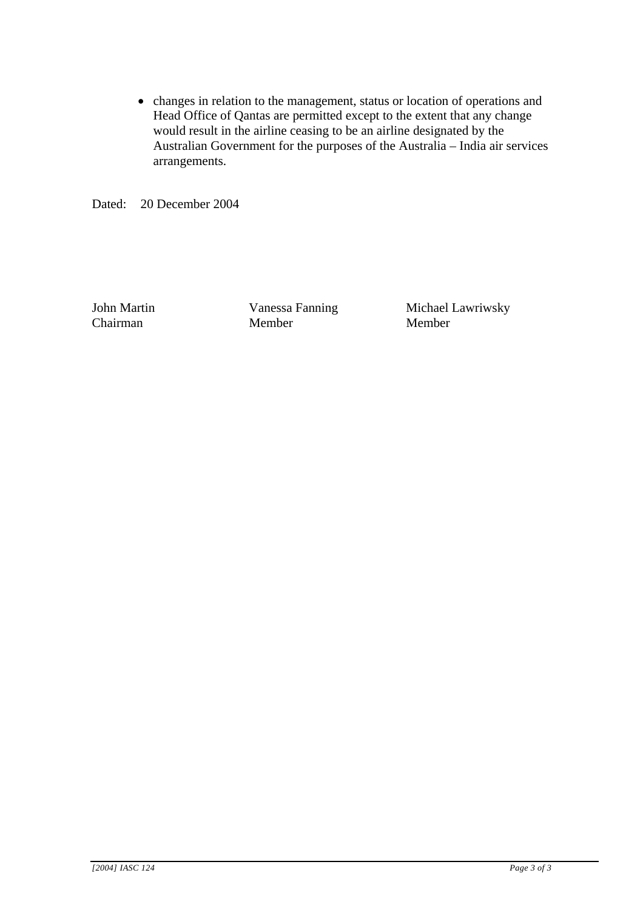- changes in relation to the management, status or location of operations and Head Office of Qantas are permitted except to the extent that any change would result in the airline ceasing to be an airline designated by the Australian Government for the purposes of the Australia – India air services arrangements.

Dated: 20 December 2004

| | | |
|---|---|---|
| John Martin | Vanessa Fanning | Michael Lawriwsky |
| Chairman | Member | Member |